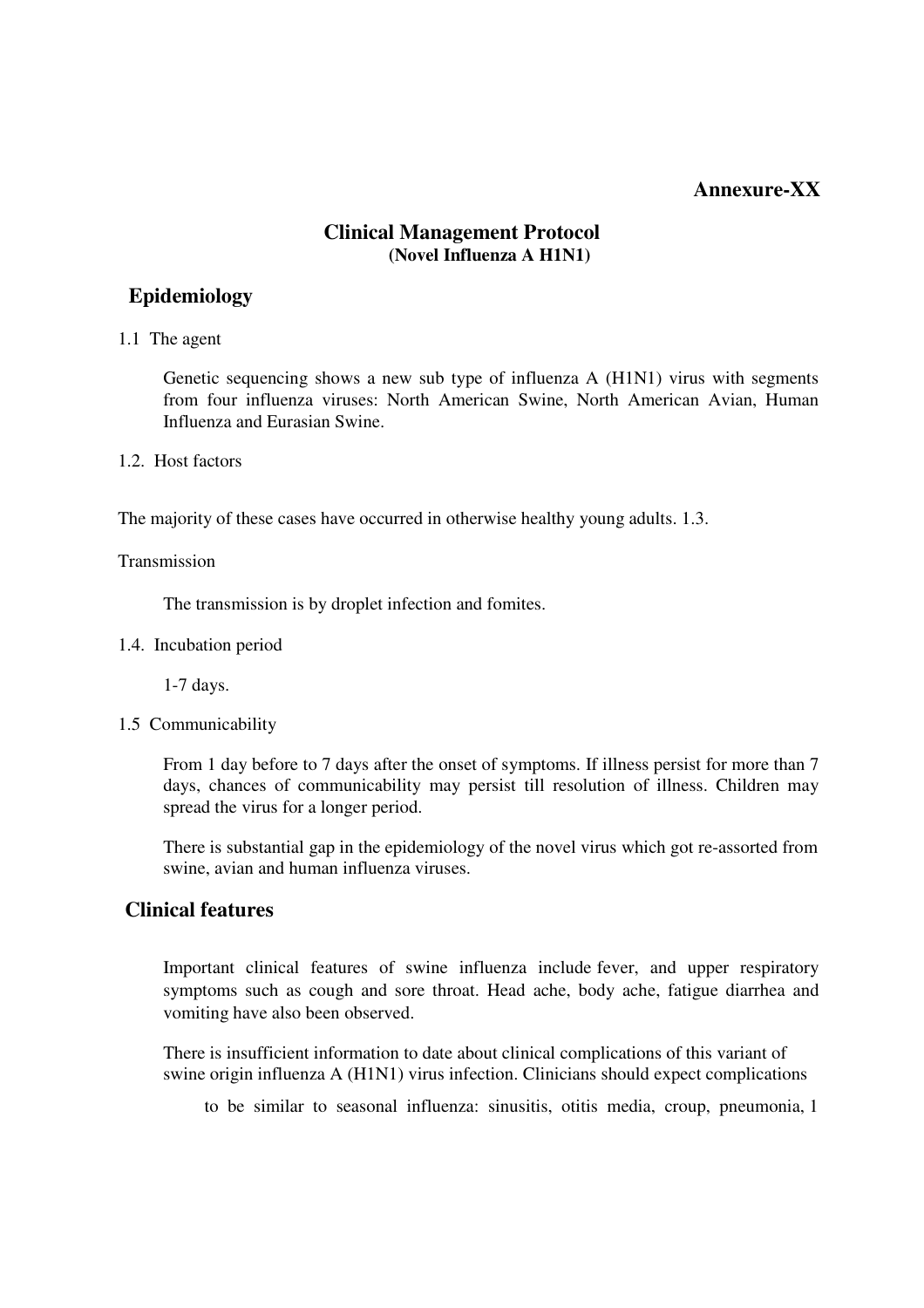**Annexure-XX**

# Clinical Management Protocol

**(Novel Influenza A H1N1)**

## Epidemiology

1.1 The agent

Genetic sequencing shows a new sub type of influenza A (H1N1) virus with segments from four influenza viruses: North American Swine, North American Avian, Human Influenza and Eurasian Swine.

1.2. Host factors

The majority of these cases have occurred in otherwise healthy young adults. 1.3.

Transmission

The transmission is by droplet infection and fomites.

1.4. Incubation period

1-7 days.

1.5 Communicability

From 1 day before to 7 days after the onset of symptoms. If illness persist for more than 7 days, chances of communicability may persist till resolution of illness. Children may spread the virus for a longer period.

There is substantial gap in the epidemiology of the novel virus which got re-assorted from swine, avian and human influenza viruses.

## Clinical features

Important clinical features of swine influenza include fever, and upper respiratory symptoms such as cough and sore throat. Head ache, body ache, fatigue diarrhea and vomiting have also been observed.

There is insufficient information to date about clinical complications of this variant of swine origin influenza A (H1N1) virus infection. Clinicians should expect complications to be similar to seasonal influenza: sinusitis, otitis media, croup, pneumonia,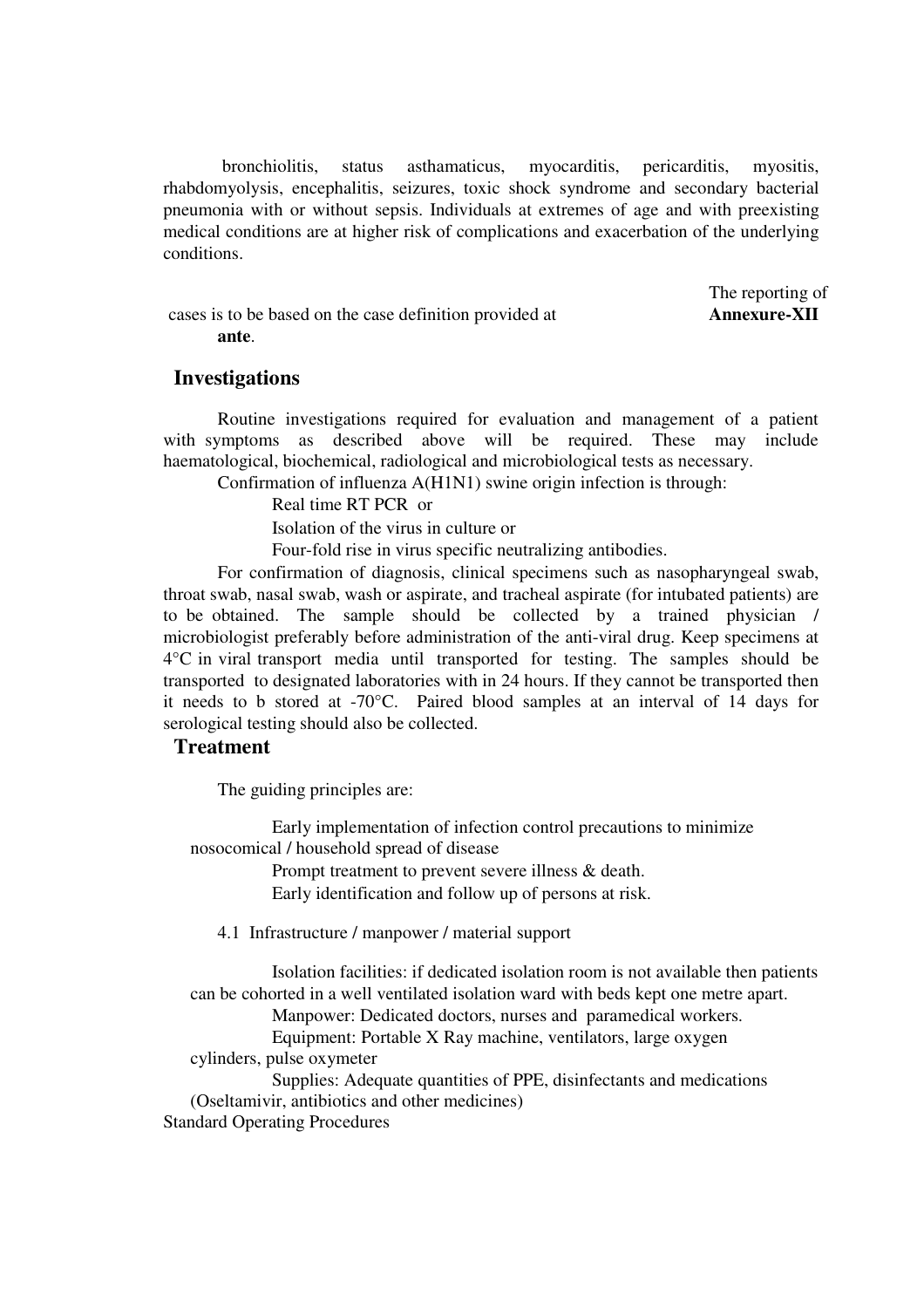bronchiolitis, status asthamaticus, myocarditis, pericarditis, myositis, rhabdomyolysis, encephalitis, seizures, toxic shock syndrome and secondary bacterial pneumonia with or without sepsis. Individuals at extremes of age and with preexisting medical conditions are at higher risk of complications and exacerbation of the underlying conditions.

The reporting of cases is to be based on the case definition provided at **Annexure-XII ante**.

## Investigations

Routine investigations required for evaluation and management of a patient with symptoms as described above will be required. These may include haematological, biochemical, radiological and microbiological tests as necessary.

Confirmation of influenza A(H1N1) swine origin infection is through:

- Real time RT PCR or
- Isolation of the virus in culture or
- Four-fold rise in virus specific neutralizing antibodies.

For confirmation of diagnosis, clinical specimens such as nasopharyngeal swab, throat swab, nasal swab, wash or aspirate, and tracheal aspirate (for intubated patients) are to be obtained. The sample should be collected by a trained physician / microbiologist preferably before administration of the anti-viral drug. Keep specimens at 4°C in viral transport media until transported for testing. The samples should be transported to designated laboratories with in 24 hours. If they cannot be transported then it needs to b stored at -70°C. Paired blood samples at an interval of 14 days for serological testing should also be collected.

## Treatment

The guiding principles are:

- Early implementation of infection control precautions to minimize nosocomical / household spread of disease
- Prompt treatment to prevent severe illness & death.
- Early identification and follow up of persons at risk.

4.1 Infrastructure / manpower / material support

- Isolation facilities: if dedicated isolation room is not available then patients can be cohorted in a well ventilated isolation ward with beds kept one metre apart.
- Manpower: Dedicated doctors, nurses and paramedical workers.
- Equipment: Portable X Ray machine, ventilators, large oxygen cylinders, pulse oxymeter
- Supplies: Adequate quantities of PPE, disinfectants and medications (Oseltamivir, antibiotics and other medicines)

Standard Operating Procedures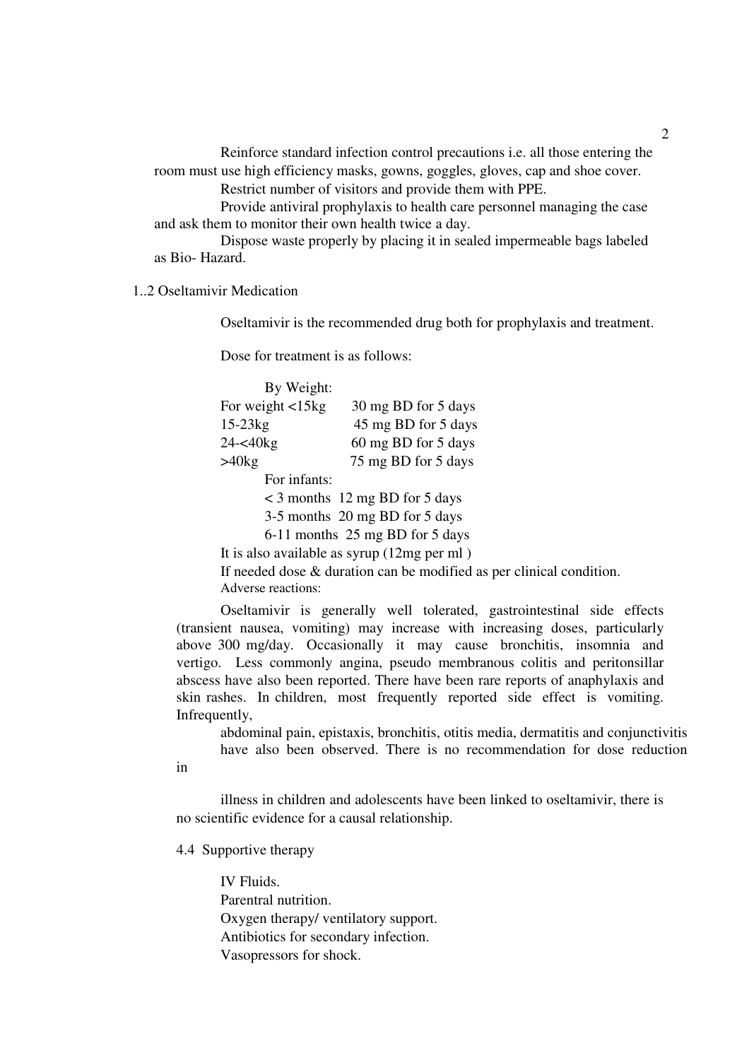Reinforce standard infection control precautions i.e. all those entering the room must use high efficiency masks, gowns, goggles, gloves, cap and shoe cover.

Restrict number of visitors and provide them with PPE.

Provide antiviral prophylaxis to health care personnel managing the case and ask them to monitor their own health twice a day.

Dispose waste properly by placing it in sealed impermeable bags labeled as Bio- Hazard.

## 1..2 Oseltamivir Medication

Oseltamivir is the recommended drug both for prophylaxis and treatment.

Dose for treatment is as follows:

By Weight:

| | |
|---|---|
| For weight <15kg | 30 mg BD for 5 days |
| 15-23kg | 45 mg BD for 5 days |
| 24-<40kg | 60 mg BD for 5 days |
| >40kg | 75 mg BD for 5 days |

For infants:

| | |
|---|---|
| < 3 months | 12 mg BD for 5 days |
| 3-5 months | 20 mg BD for 5 days |
| 6-11 months | 25 mg BD for 5 days |

It is also available as syrup (12mg per ml )

If needed dose & duration can be modified as per clinical condition.

Adverse reactions:

Oseltamivir is generally well tolerated, gastrointestinal side effects (transient nausea, vomiting) may increase with increasing doses, particularly above 300 mg/day. Occasionally it may cause bronchitis, insomnia and vertigo. Less commonly angina, pseudo membranous colitis and peritonsillar abscess have also been reported. There have been rare reports of anaphylaxis and skin rashes. In children, most frequently reported side effect is vomiting. Infrequently,

abdominal pain, epistaxis, bronchitis, otitis media, dermatitis and conjunctivitis have also been observed. There is no recommendation for dose reduction in

illness in children and adolescents have been linked to oseltamivir, there is no scientific evidence for a causal relationship.

## 4.4 Supportive therapy

IV Fluids.
Parentral nutrition.
Oxygen therapy/ ventilatory support.
Antibiotics for secondary infection.
Vasopressors for shock.